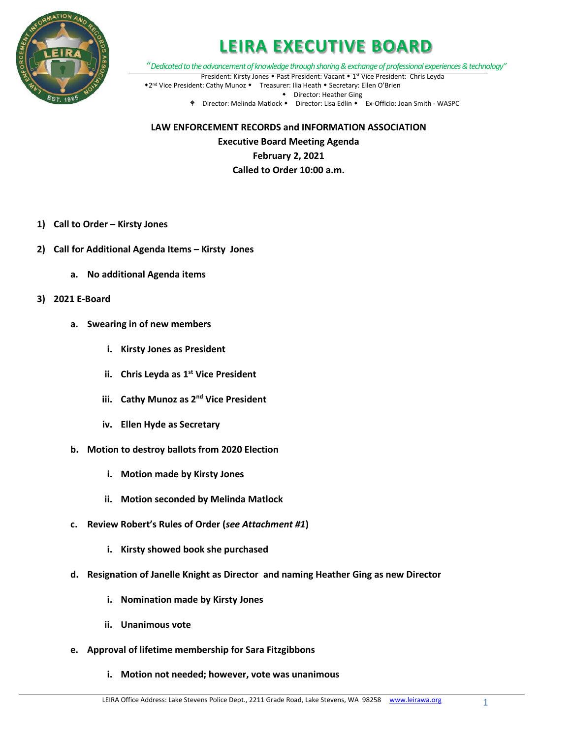# LEIRA EXECUTIVE BOARD

*"Dedicated to the advancement of knowledge through sharing & exchange of professional experiences & technology"*

President: Kirsty Jones ◆ Past President: Vacant ◆ 1st Vice President: Chris Leyda
◆2nd Vice President: Cathy Munoz ◆ Treasurer: Ilia Heath ◆ Secretary: Ellen O'Brien
◆ Director: Heather Ging
◆ Director: Melinda Matlock ◆ Director: Lisa Edlin ◆ Ex-Officio: Joan Smith - WASPC

**LAW ENFORCEMENT RECORDS and INFORMATION ASSOCIATION**
**Executive Board Meeting Agenda**
**February 2, 2021**
**Called to Order 10:00 a.m.**

1) **Call to Order – Kirsty Jones**
2) **Call for Additional Agenda Items – Kirsty Jones**
   a. **No additional Agenda items**
3) **2021 E-Board**
   a. **Swearing in of new members**
      i. **Kirsty Jones as President**
      ii. **Chris Leyda as 1st Vice President**
      iii. **Cathy Munoz as 2nd Vice President**
      iv. **Ellen Hyde as Secretary**
   b. **Motion to destroy ballots from 2020 Election**
      i. **Motion made by Kirsty Jones**
      ii. **Motion seconded by Melinda Matlock**
   c. **Review Robert's Rules of Order (*see Attachment #1*)**
      i. **Kirsty showed book she purchased**
   d. **Resignation of Janelle Knight as Director and naming Heather Ging as new Director**
      i. **Nomination made by Kirsty Jones**
      ii. **Unanimous vote**
   e. **Approval of lifetime membership for Sara Fitzgibbons**
      i. **Motion not needed; however, vote was unanimous**

LEIRA Office Address: Lake Stevens Police Dept., 2211 Grade Road, Lake Stevens, WA 98258 www.leirawa.org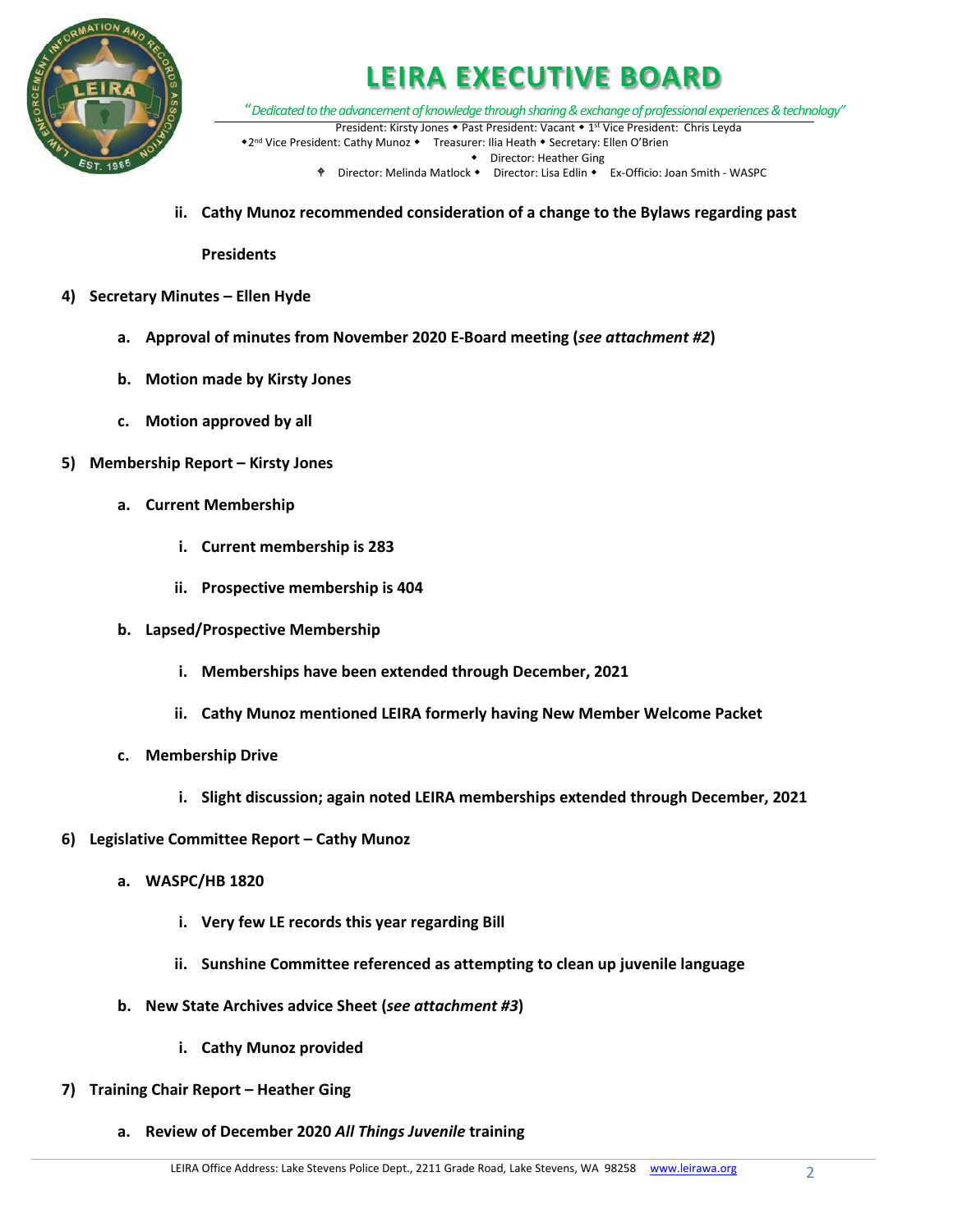# LEIRA EXECUTIVE BOARD

*"Dedicated to the advancement of knowledge through sharing & exchange of professional experiences & technology"*

President: Kirsty Jones ◆ Past President: Vacant ◆ 1st Vice President: Chris Leyda
◆2nd Vice President: Cathy Munoz ◆ Treasurer: Ilia Heath ◆ Secretary: Ellen O'Brien
◆ Director: Heather Ging
◆ Director: Melinda Matlock ◆ Director: Lisa Edlin ◆ Ex-Officio: Joan Smith - WASPC

ii. **Cathy Munoz recommended consideration of a change to the Bylaws regarding past Presidents**

4) **Secretary Minutes – Ellen Hyde**
   a. **Approval of minutes from November 2020 E-Board meeting (*see attachment #2*)**
   b. **Motion made by Kirsty Jones**
   c. **Motion approved by all**

5) **Membership Report – Kirsty Jones**
   a. **Current Membership**
      i. **Current membership is 283**
      ii. **Prospective membership is 404**
   b. **Lapsed/Prospective Membership**
      i. **Memberships have been extended through December, 2021**
      ii. **Cathy Munoz mentioned LEIRA formerly having New Member Welcome Packet**
   c. **Membership Drive**
      i. **Slight discussion; again noted LEIRA memberships extended through December, 2021**

6) **Legislative Committee Report – Cathy Munoz**
   a. **WASPC/HB 1820**
      i. **Very few LE records this year regarding Bill**
      ii. **Sunshine Committee referenced as attempting to clean up juvenile language**
   b. **New State Archives advice Sheet (*see attachment #3*)**
      i. **Cathy Munoz provided**

7) **Training Chair Report – Heather Ging**
   a. **Review of December 2020 *All Things Juvenile* training**

LEIRA Office Address: Lake Stevens Police Dept., 2211 Grade Road, Lake Stevens, WA 98258 www.leirawa.org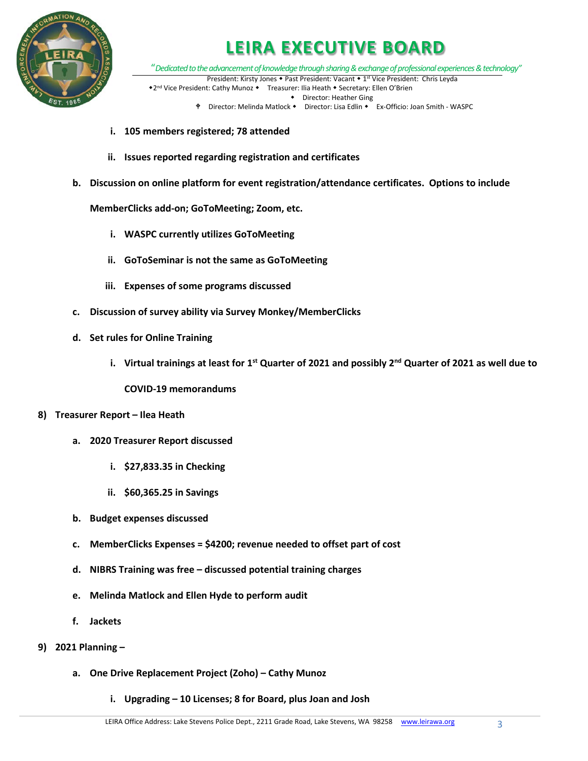i. **105 members registered; 78 attended**

ii. **Issues reported regarding registration and certificates**

b. **Discussion on online platform for event registration/attendance certificates. Options to include MemberClicks add-on; GoToMeeting; Zoom, etc.**

   i. **WASPC currently utilizes GoToMeeting**

   ii. **GoToSeminar is not the same as GoToMeeting**

   iii. **Expenses of some programs discussed**

c. **Discussion of survey ability via Survey Monkey/MemberClicks**

d. **Set rules for Online Training**

   i. **Virtual trainings at least for 1st Quarter of 2021 and possibly 2nd Quarter of 2021 as well due to COVID-19 memorandums**

8) **Treasurer Report – Ilea Heath**

   a. **2020 Treasurer Report discussed**

      i. **$27,833.35 in Checking**

      ii. **$60,365.25 in Savings**

   b. **Budget expenses discussed**

   c. **MemberClicks Expenses = $4200; revenue needed to offset part of cost**

   d. **NIBRS Training was free – discussed potential training charges**

   e. **Melinda Matlock and Ellen Hyde to perform audit**

   f. **Jackets**

9) **2021 Planning –**

   a. **One Drive Replacement Project (Zoho) – Cathy Munoz**

      i. **Upgrading – 10 Licenses; 8 for Board, plus Joan and Josh**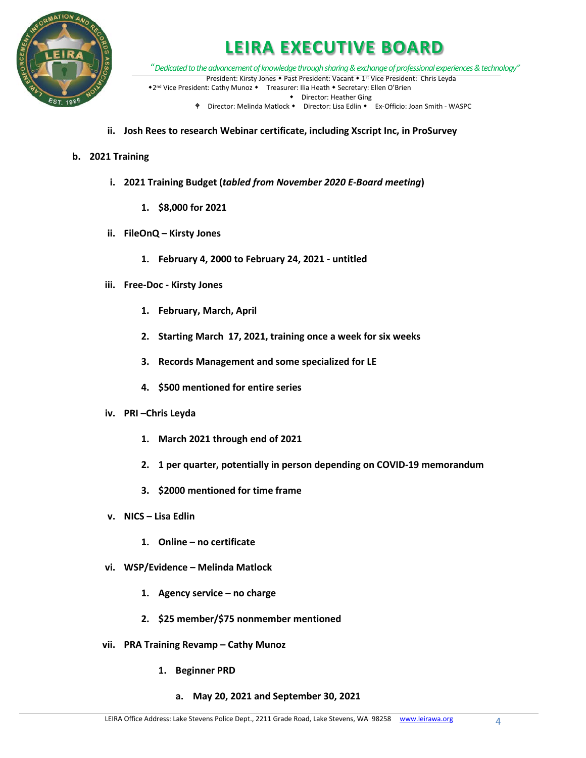ii. **Josh Rees to research Webinar certificate, including Xscript Inc, in ProSurvey**

b. **2021 Training**

i. **2021 Training Budget (*tabled from November 2020 E-Board meeting*)**

1. **$8,000 for 2021**

ii. **FileOnQ – Kirsty Jones**

1. **February 4, 2000 to February 24, 2021 - untitled**

iii. **Free-Doc - Kirsty Jones**

1. **February, March, April**
2. **Starting March 17, 2021, training once a week for six weeks**
3. **Records Management and some specialized for LE**
4. **$500 mentioned for entire series**

iv. **PRI –Chris Leyda**

1. **March 2021 through end of 2021**
2. **1 per quarter, potentially in person depending on COVID-19 memorandum**
3. **$2000 mentioned for time frame**

v. **NICS – Lisa Edlin**

1. **Online – no certificate**

vi. **WSP/Evidence – Melinda Matlock**

1. **Agency service – no charge**
2. **$25 member/$75 nonmember mentioned**

vii. **PRA Training Revamp – Cathy Munoz**

1. **Beginner PRD**

a. **May 20, 2021 and September 30, 2021**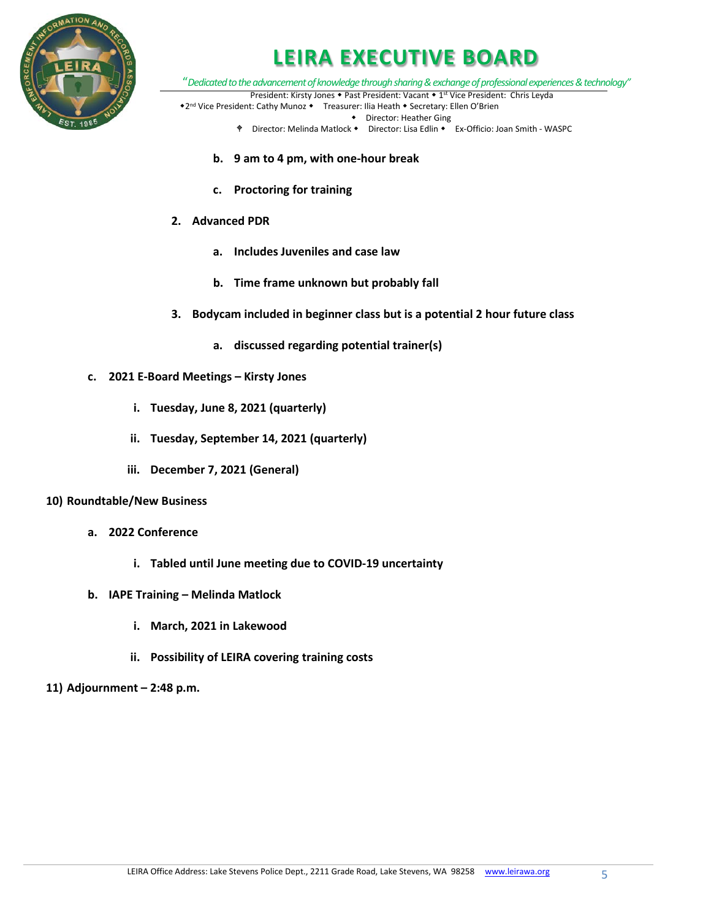b. **9 am to 4 pm, with one-hour break**

c. **Proctoring for training**

2. **Advanced PDR**

    a. **Includes Juveniles and case law**

    b. **Time frame unknown but probably fall**

3. **Bodycam included in beginner class but is a potential 2 hour future class**

    a. **discussed regarding potential trainer(s)**

c. **2021 E-Board Meetings – Kirsty Jones**

    i. **Tuesday, June 8, 2021 (quarterly)**

    ii. **Tuesday, September 14, 2021 (quarterly)**

    iii. **December 7, 2021 (General)**

**10) Roundtable/New Business**

a. **2022 Conference**

    i. **Tabled until June meeting due to COVID-19 uncertainty**

b. **IAPE Training – Melinda Matlock**

    i. **March, 2021 in Lakewood**

    ii. **Possibility of LEIRA covering training costs**

**11) Adjournment – 2:48 p.m.**